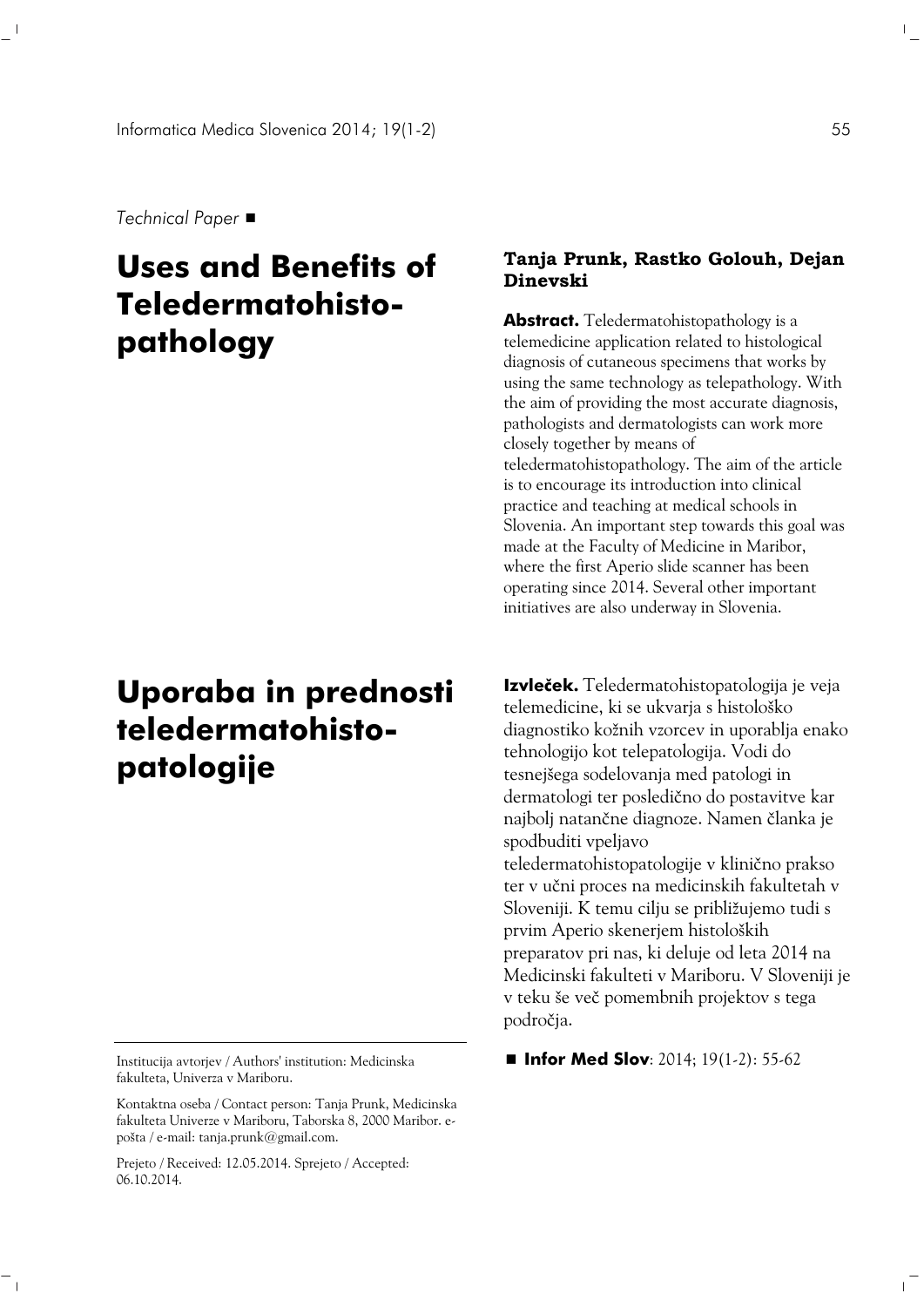*Technical Paper* ■

# Uses and Benefits of Teledermatohisto-pathology

**Tanja Prunk, Rastko Golouh, Dejan Dinevski**

**Abstract.** Teledermatohistopathology is a telemedicine application related to histological diagnosis of cutaneous specimens that works by using the same technology as telepathology. With the aim of providing the most accurate diagnosis, pathologists and dermatologists can work more closely together by means of teledermatohistopathology. The aim of the article is to encourage its introduction into clinical practice and teaching at medical schools in Slovenia. An important step towards this goal was made at the Faculty of Medicine in Maribor, where the first Aperio slide scanner has been operating since 2014. Several other important initiatives are also underway in Slovenia.

# Uporaba in prednosti teledermatohisto-patologije

**Izvleček.** Teledermatohistopatologija je veja telemedicine, ki se ukvarja s histološko diagnostiko kožnih vzorcev in uporablja enako tehnologijo kot telepatologija. Vodi do tesnejšega sodelovanja med patologi in dermatologi ter posledično do postavitve kar najbolj natančne diagnoze. Namen članka je spodbuditi vpeljavo teledermatohistopatologije v klinično prakso ter v učni proces na medicinskih fakultetah v Sloveniji. K temu cilju se približujemo tudi s prvim Aperio skenerjem histoloških preparatov pri nas, ki deluje od leta 2014 na Medicinski fakulteti v Mariboru. V Sloveniji je v teku še več pomembnih projektov s tega področja.

■ **Infor Med Slov**: 2014; 19(1-2): 55-62

---

Institucija avtorjev / Authors' institution: Medicinska fakulteta, Univerza v Mariboru.

Kontaktna oseba / Contact person: Tanja Prunk, Medicinska fakulteta Univerze v Mariboru, Taborska 8, 2000 Maribor. e-pošta / e-mail: tanja.prunk@gmail.com.

Prejeto / Received: 12.05.2014. Sprejeto / Accepted: 06.10.2014.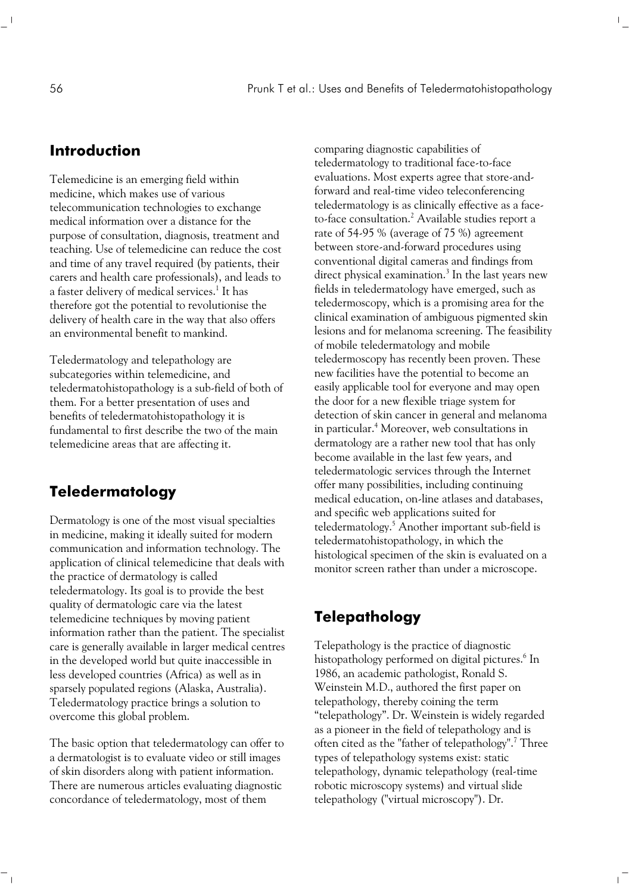## Introduction

Telemedicine is an emerging field within medicine, which makes use of various telecommunication technologies to exchange medical information over a distance for the purpose of consultation, diagnosis, treatment and teaching. Use of telemedicine can reduce the cost and time of any travel required (by patients, their carers and health care professionals), and leads to a faster delivery of medical services.[1] It has therefore got the potential to revolutionise the delivery of health care in the way that also offers an environmental benefit to mankind.

Teledermatology and telepathology are subcategories within telemedicine, and teledermatohistopathology is a sub-field of both of them. For a better presentation of uses and benefits of teledermatohistopathology it is fundamental to first describe the two of the main telemedicine areas that are affecting it.

## Teledermatology

Dermatology is one of the most visual specialties in medicine, making it ideally suited for modern communication and information technology. The application of clinical telemedicine that deals with the practice of dermatology is called teledermatology. Its goal is to provide the best quality of dermatologic care via the latest telemedicine techniques by moving patient information rather than the patient. The specialist care is generally available in larger medical centres in the developed world but quite inaccessible in less developed countries (Africa) as well as in sparsely populated regions (Alaska, Australia). Teledermatology practice brings a solution to overcome this global problem.

The basic option that teledermatology can offer to a dermatologist is to evaluate video or still images of skin disorders along with patient information. There are numerous articles evaluating diagnostic concordance of teledermatology, most of them comparing diagnostic capabilities of teledermatology to traditional face-to-face evaluations. Most experts agree that store-and-forward and real-time video teleconferencing teledermatology is as clinically effective as a face-to-face consultation.[2] Available studies report a rate of 54-95 % (average of 75 %) agreement between store-and-forward procedures using conventional digital cameras and findings from direct physical examination.[3] In the last years new fields in teledermatology have emerged, such as teledermoscopy, which is a promising area for the clinical examination of ambiguous pigmented skin lesions and for melanoma screening. The feasibility of mobile teledermatology and mobile teledermoscopy has recently been proven. These new facilities have the potential to become an easily applicable tool for everyone and may open the door for a new flexible triage system for detection of skin cancer in general and melanoma in particular.[4] Moreover, web consultations in dermatology are a rather new tool that has only become available in the last few years, and teledermatologic services through the Internet offer many possibilities, including continuing medical education, on-line atlases and databases, and specific web applications suited for teledermatology.[5] Another important sub-field is teledermatohistopathology, in which the histological specimen of the skin is evaluated on a monitor screen rather than under a microscope.

## Telepathology

Telepathology is the practice of diagnostic histopathology performed on digital pictures.[6] In 1986, an academic pathologist, Ronald S. Weinstein M.D., authored the first paper on telepathology, thereby coining the term "telepathology". Dr. Weinstein is widely regarded as a pioneer in the field of telepathology and is often cited as the "father of telepathology".[7] Three types of telepathology systems exist: static telepathology, dynamic telepathology (real-time robotic microscopy systems) and virtual slide telepathology ("virtual microscopy"). Dr.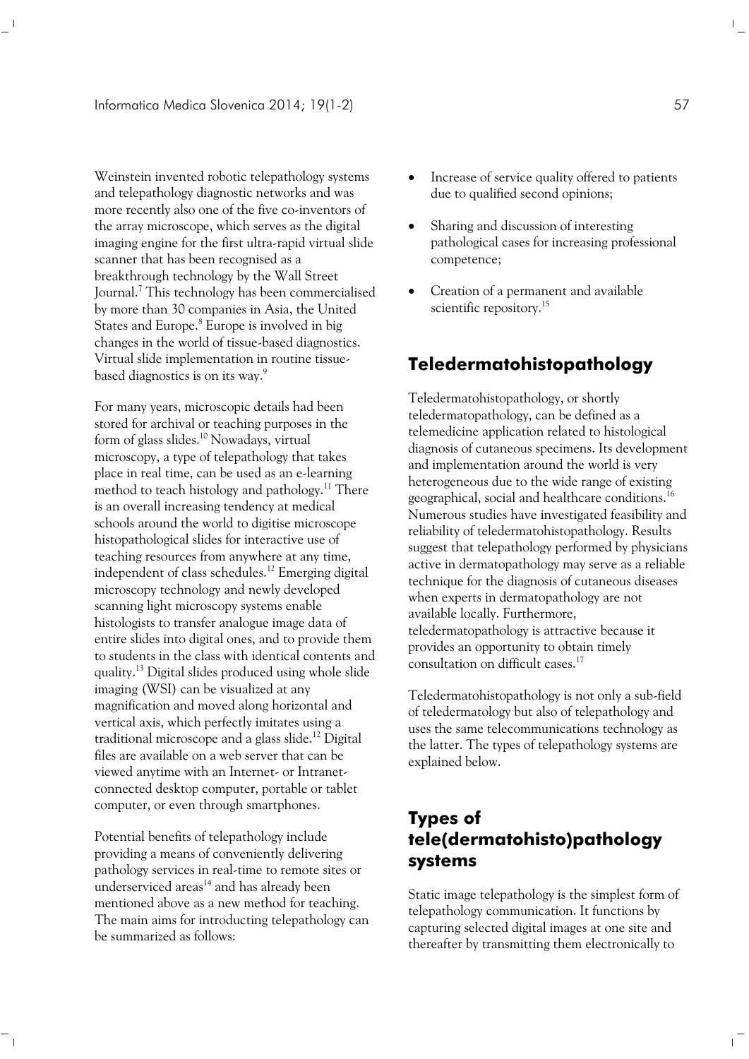Weinstein invented robotic telepathology systems and telepathology diagnostic networks and was more recently also one of the five co-inventors of the array microscope, which serves as the digital imaging engine for the first ultra-rapid virtual slide scanner that has been recognised as a breakthrough technology by the Wall Street Journal.[7] This technology has been commercialised by more than 30 companies in Asia, the United States and Europe.[8] Europe is involved in big changes in the world of tissue-based diagnostics. Virtual slide implementation in routine tissue-based diagnostics is on its way.[9]

For many years, microscopic details had been stored for archival or teaching purposes in the form of glass slides.[10] Nowadays, virtual microscopy, a type of telepathology that takes place in real time, can be used as an e-learning method to teach histology and pathology.[11] There is an overall increasing tendency at medical schools around the world to digitise microscope histopathological slides for interactive use of teaching resources from anywhere at any time, independent of class schedules.[12] Emerging digital microscopy technology and newly developed scanning light microscopy systems enable histologists to transfer analogue image data of entire slides into digital ones, and to provide them to students in the class with identical contents and quality.[13] Digital slides produced using whole slide imaging (WSI) can be visualized at any magnification and moved along horizontal and vertical axis, which perfectly imitates using a traditional microscope and a glass slide.[12] Digital files are available on a web server that can be viewed anytime with an Internet- or Intranet-connected desktop computer, portable or tablet computer, or even through smartphones.

Potential benefits of telepathology include providing a means of conveniently delivering pathology services in real-time to remote sites or underserviced areas[14] and has already been mentioned above as a new method for teaching. The main aims for introducting telepathology can be summarized as follows:

- Increase of service quality offered to patients due to qualified second opinions;
- Sharing and discussion of interesting pathological cases for increasing professional competence;
- Creation of a permanent and available scientific repository.[15]

## Teledermatohistopathology

Teledermatohistopathology, or shortly teledermatopathology, can be defined as a telemedicine application related to histological diagnosis of cutaneous specimens. Its development and implementation around the world is very heterogeneous due to the wide range of existing geographical, social and healthcare conditions.[16] Numerous studies have investigated feasibility and reliability of teledermatohistopathology. Results suggest that telepathology performed by physicians active in dermatopathology may serve as a reliable technique for the diagnosis of cutaneous diseases when experts in dermatopathology are not available locally. Furthermore, teledermatopathology is attractive because it provides an opportunity to obtain timely consultation on difficult cases.[17]

Teledermatohistopathology is not only a sub-field of teledermatology but also of telepathology and uses the same telecommunications technology as the latter. The types of telepathology systems are explained below.

## Types of tele(dermatohisto)pathology systems

Static image telepathology is the simplest form of telepathology communication. It functions by capturing selected digital images at one site and thereafter by transmitting them electronically to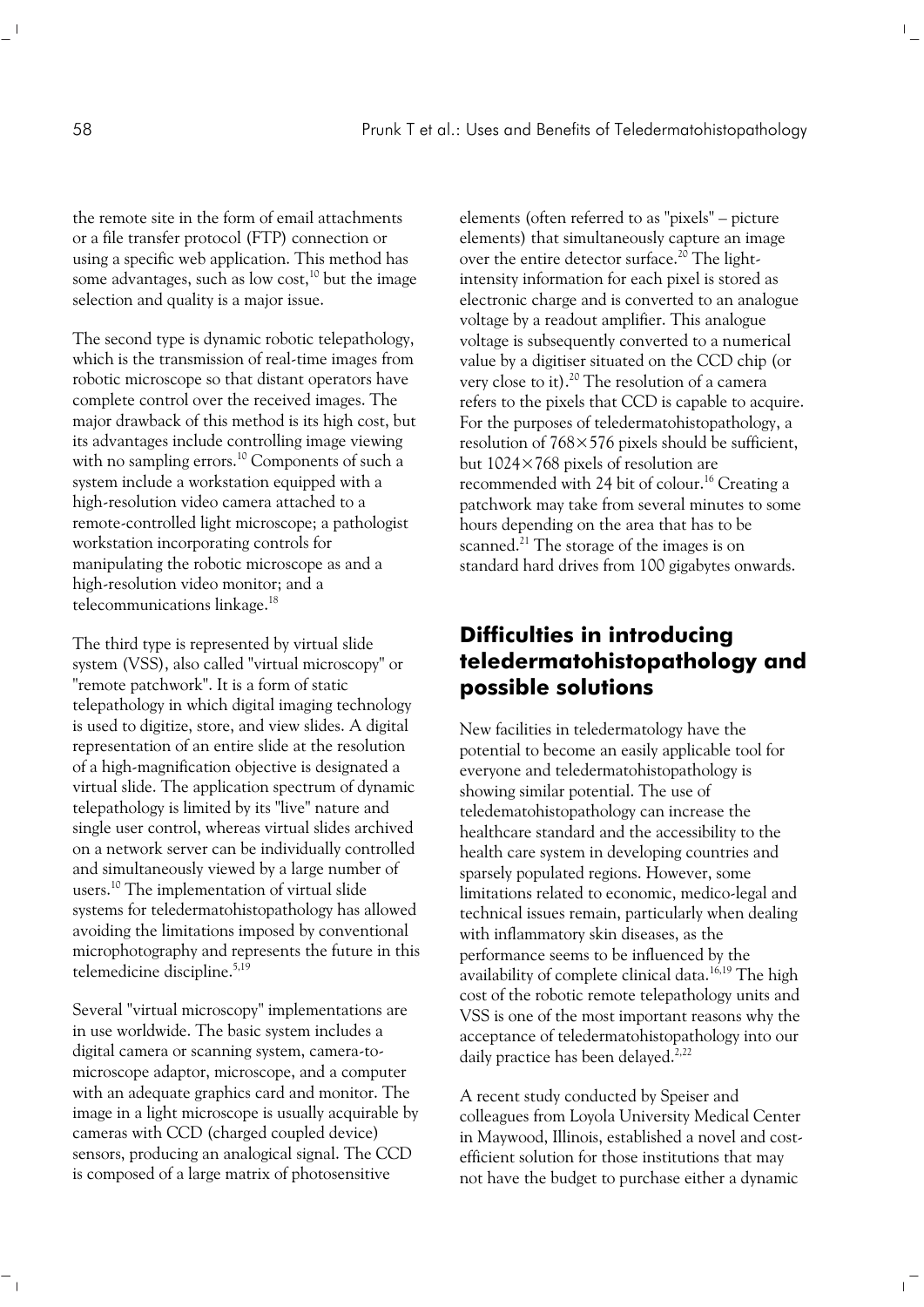the remote site in the form of email attachments or a file transfer protocol (FTP) connection or using a specific web application. This method has some advantages, such as low cost,[10] but the image selection and quality is a major issue.

The second type is dynamic robotic telepathology, which is the transmission of real-time images from robotic microscope so that distant operators have complete control over the received images. The major drawback of this method is its high cost, but its advantages include controlling image viewing with no sampling errors.[10] Components of such a system include a workstation equipped with a high-resolution video camera attached to a remote-controlled light microscope; a pathologist workstation incorporating controls for manipulating the robotic microscope as and a high-resolution video monitor; and a telecommunications linkage.[18]

The third type is represented by virtual slide system (VSS), also called "virtual microscopy" or "remote patchwork". It is a form of static telepathology in which digital imaging technology is used to digitize, store, and view slides. A digital representation of an entire slide at the resolution of a high-magnification objective is designated a virtual slide. The application spectrum of dynamic telepathology is limited by its "live" nature and single user control, whereas virtual slides archived on a network server can be individually controlled and simultaneously viewed by a large number of users.[10] The implementation of virtual slide systems for teledermatohistopathology has allowed avoiding the limitations imposed by conventional microphotography and represents the future in this telemedicine discipline.[5,19]

Several "virtual microscopy" implementations are in use worldwide. The basic system includes a digital camera or scanning system, camera-to-microscope adaptor, microscope, and a computer with an adequate graphics card and monitor. The image in a light microscope is usually acquirable by cameras with CCD (charged coupled device) sensors, producing an analogical signal. The CCD is composed of a large matrix of photosensitive elements (often referred to as "pixels" – picture elements) that simultaneously capture an image over the entire detector surface.[20] The light-intensity information for each pixel is stored as electronic charge and is converted to an analogue voltage by a readout amplifier. This analogue voltage is subsequently converted to a numerical value by a digitiser situated on the CCD chip (or very close to it).[20] The resolution of a camera refers to the pixels that CCD is capable to acquire. For the purposes of teledermatohistopathology, a resolution of 768×576 pixels should be sufficient, but 1024×768 pixels of resolution are recommended with 24 bit of colour.[16] Creating a patchwork may take from several minutes to some hours depending on the area that has to be scanned.[21] The storage of the images is on standard hard drives from 100 gigabytes onwards.

## Difficulties in introducing teledermatohistopathology and possible solutions

New facilities in teledermatology have the potential to become an easily applicable tool for everyone and teledermatohistopathology is showing similar potential. The use of teledematohistopathology can increase the healthcare standard and the accessibility to the health care system in developing countries and sparsely populated regions. However, some limitations related to economic, medico-legal and technical issues remain, particularly when dealing with inflammatory skin diseases, as the performance seems to be influenced by the availability of complete clinical data.[16,19] The high cost of the robotic remote telepathology units and VSS is one of the most important reasons why the acceptance of teledermatohistopathology into our daily practice has been delayed.[2,22]

A recent study conducted by Speiser and colleagues from Loyola University Medical Center in Maywood, Illinois, established a novel and cost-efficient solution for those institutions that may not have the budget to purchase either a dynamic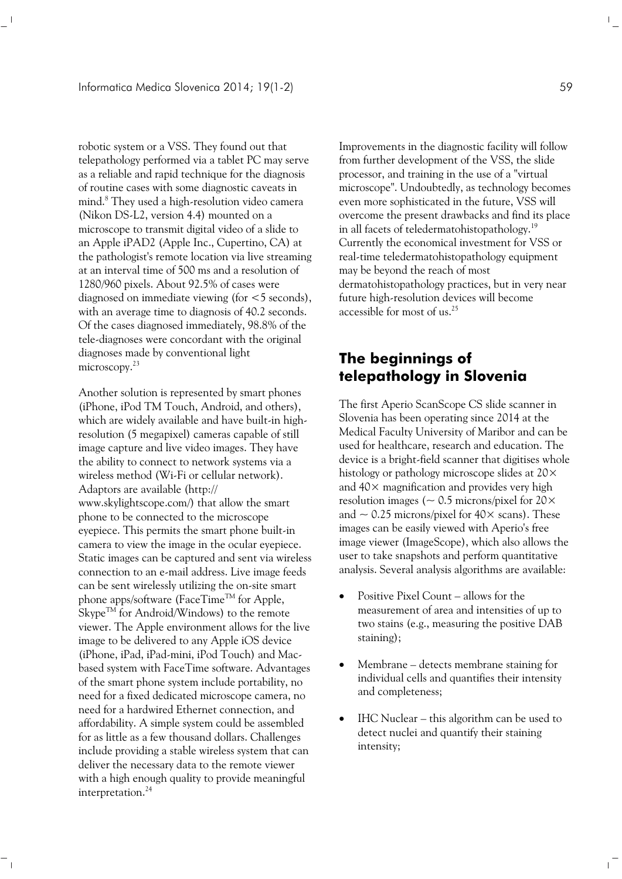robotic system or a VSS. They found out that telepathology performed via a tablet PC may serve as a reliable and rapid technique for the diagnosis of routine cases with some diagnostic caveats in mind.[8] They used a high-resolution video camera (Nikon DS-L2, version 4.4) mounted on a microscope to transmit digital video of a slide to an Apple iPAD2 (Apple Inc., Cupertino, CA) at the pathologist's remote location via live streaming at an interval time of 500 ms and a resolution of 1280/960 pixels. About 92.5% of cases were diagnosed on immediate viewing (for <5 seconds), with an average time to diagnosis of 40.2 seconds. Of the cases diagnosed immediately, 98.8% of the tele-diagnoses were concordant with the original diagnoses made by conventional light microscopy.[23]

Another solution is represented by smart phones (iPhone, iPod TM Touch, Android, and others), which are widely available and have built-in high-resolution (5 megapixel) cameras capable of still image capture and live video images. They have the ability to connect to network systems via a wireless method (Wi-Fi or cellular network). Adaptors are available (http://www.skylightscope.com/) that allow the smart phone to be connected to the microscope eyepiece. This permits the smart phone built-in camera to view the image in the ocular eyepiece. Static images can be captured and sent via wireless connection to an e-mail address. Live image feeds can be sent wirelessly utilizing the on-site smart phone apps/software (FaceTime™ for Apple, Skype™ for Android/Windows) to the remote viewer. The Apple environment allows for the live image to be delivered to any Apple iOS device (iPhone, iPad, iPad-mini, iPod Touch) and Mac-based system with FaceTime software. Advantages of the smart phone system include portability, no need for a fixed dedicated microscope camera, no need for a hardwired Ethernet connection, and affordability. A simple system could be assembled for as little as a few thousand dollars. Challenges include providing a stable wireless system that can deliver the necessary data to the remote viewer with a high enough quality to provide meaningful interpretation.[24]

Improvements in the diagnostic facility will follow from further development of the VSS, the slide processor, and training in the use of a "virtual microscope". Undoubtedly, as technology becomes even more sophisticated in the future, VSS will overcome the present drawbacks and find its place in all facets of teledermatohistopathology.[19] Currently the economical investment for VSS or real-time teledermatohistopathology equipment may be beyond the reach of most dermatohistopathology practices, but in very near future high-resolution devices will become accessible for most of us.[25]

## The beginnings of telepathology in Slovenia

The first Aperio ScanScope CS slide scanner in Slovenia has been operating since 2014 at the Medical Faculty University of Maribor and can be used for healthcare, research and education. The device is a bright-field scanner that digitises whole histology or pathology microscope slides at 20× and 40× magnification and provides very high resolution images (~ 0.5 microns/pixel for 20× and ~ 0.25 microns/pixel for 40× scans). These images can be easily viewed with Aperio's free image viewer (ImageScope), which also allows the user to take snapshots and perform quantitative analysis. Several analysis algorithms are available:

- Positive Pixel Count – allows for the measurement of area and intensities of up to two stains (e.g., measuring the positive DAB staining);
- Membrane – detects membrane staining for individual cells and quantifies their intensity and completeness;
- IHC Nuclear – this algorithm can be used to detect nuclei and quantify their staining intensity;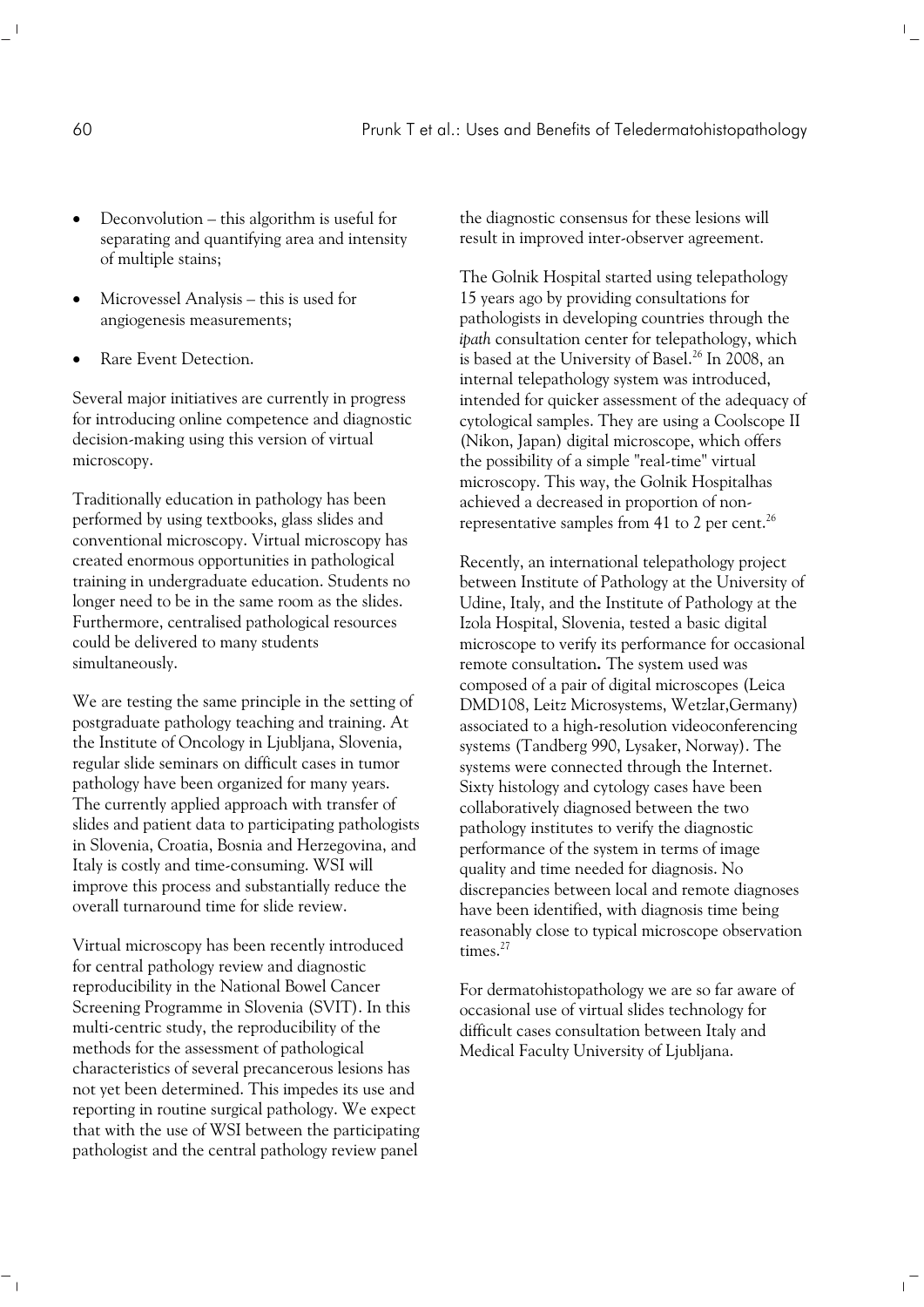- Deconvolution – this algorithm is useful for separating and quantifying area and intensity of multiple stains;
- Microvessel Analysis – this is used for angiogenesis measurements;
- Rare Event Detection.

Several major initiatives are currently in progress for introducing online competence and diagnostic decision-making using this version of virtual microscopy.

Traditionally education in pathology has been performed by using textbooks, glass slides and conventional microscopy. Virtual microscopy has created enormous opportunities in pathological training in undergraduate education. Students no longer need to be in the same room as the slides. Furthermore, centralised pathological resources could be delivered to many students simultaneously.

We are testing the same principle in the setting of postgraduate pathology teaching and training. At the Institute of Oncology in Ljubljana, Slovenia, regular slide seminars on difficult cases in tumor pathology have been organized for many years. The currently applied approach with transfer of slides and patient data to participating pathologists in Slovenia, Croatia, Bosnia and Herzegovina, and Italy is costly and time-consuming. WSI will improve this process and substantially reduce the overall turnaround time for slide review.

Virtual microscopy has been recently introduced for central pathology review and diagnostic reproducibility in the National Bowel Cancer Screening Programme in Slovenia (SVIT). In this multi-centric study, the reproducibility of the methods for the assessment of pathological characteristics of several precancerous lesions has not yet been determined. This impedes its use and reporting in routine surgical pathology. We expect that with the use of WSI between the participating pathologist and the central pathology review panel the diagnostic consensus for these lesions will result in improved inter-observer agreement.

The Golnik Hospital started using telepathology 15 years ago by providing consultations for pathologists in developing countries through the *ipath* consultation center for telepathology, which is based at the University of Basel.[26] In 2008, an internal telepathology system was introduced, intended for quicker assessment of the adequacy of cytological samples. They are using a Coolscope II (Nikon, Japan) digital microscope, which offers the possibility of a simple "real-time" virtual microscopy. This way, the Golnik Hospitalhas achieved a decreased in proportion of non-representative samples from 41 to 2 per cent.[26]

Recently, an international telepathology project between Institute of Pathology at the University of Udine, Italy, and the Institute of Pathology at the Izola Hospital, Slovenia, tested a basic digital microscope to verify its performance for occasional remote consultation**.** The system used was composed of a pair of digital microscopes (Leica DMD108, Leitz Microsystems, Wetzlar,Germany) associated to a high-resolution videoconferencing systems (Tandberg 990, Lysaker, Norway). The systems were connected through the Internet. Sixty histology and cytology cases have been collaboratively diagnosed between the two pathology institutes to verify the diagnostic performance of the system in terms of image quality and time needed for diagnosis. No discrepancies between local and remote diagnoses have been identified, with diagnosis time being reasonably close to typical microscope observation times.[27]

For dermatohistopathology we are so far aware of occasional use of virtual slides technology for difficult cases consultation between Italy and Medical Faculty University of Ljubljana.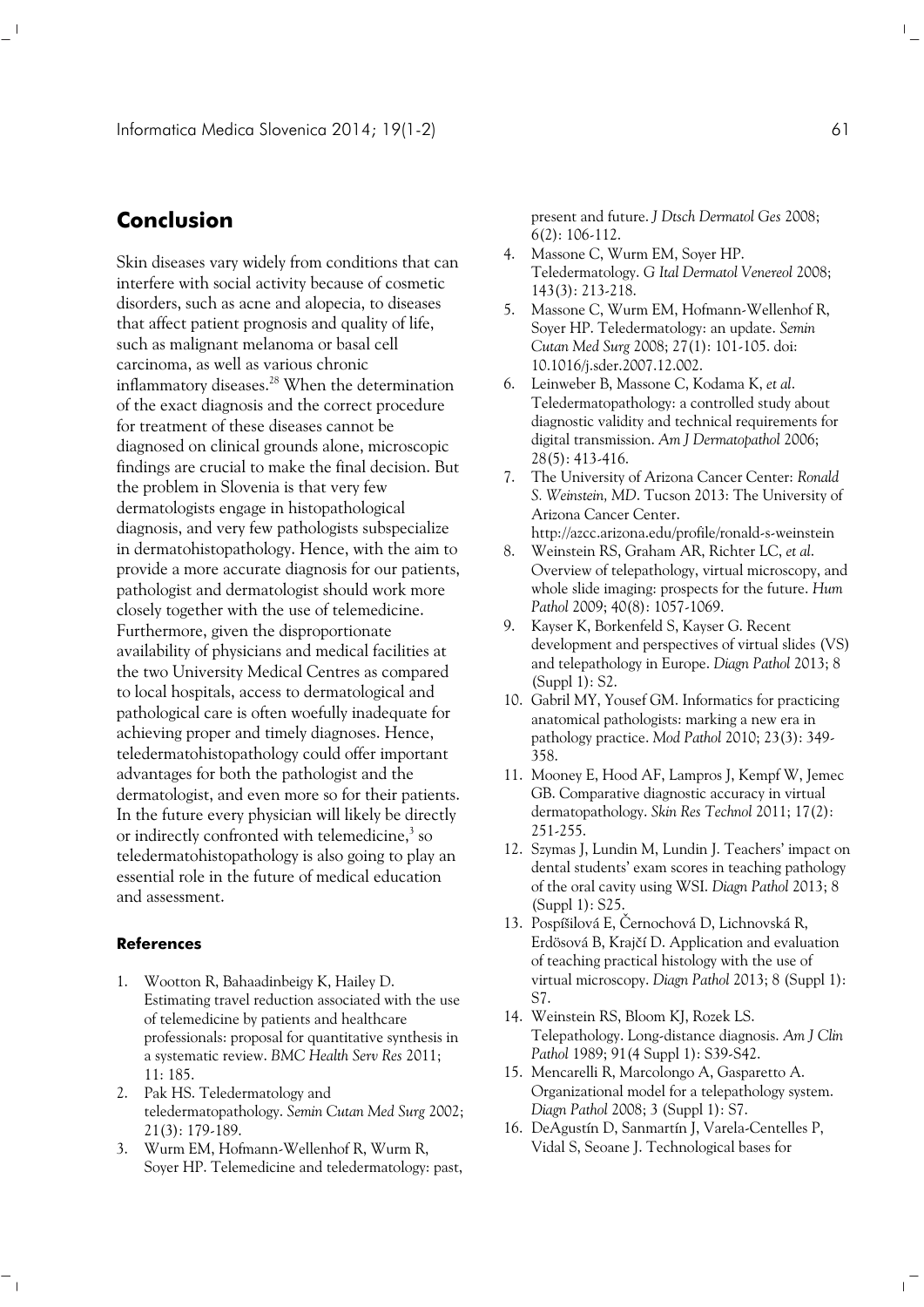## Conclusion

Skin diseases vary widely from conditions that can interfere with social activity because of cosmetic disorders, such as acne and alopecia, to diseases that affect patient prognosis and quality of life, such as malignant melanoma or basal cell carcinoma, as well as various chronic inflammatory diseases.[28] When the determination of the exact diagnosis and the correct procedure for treatment of these diseases cannot be diagnosed on clinical grounds alone, microscopic findings are crucial to make the final decision. But the problem in Slovenia is that very few dermatologists engage in histopathological diagnosis, and very few pathologists subspecialize in dermatohistopathology. Hence, with the aim to provide a more accurate diagnosis for our patients, pathologist and dermatologist should work more closely together with the use of telemedicine. Furthermore, given the disproportionate availability of physicians and medical facilities at the two University Medical Centres as compared to local hospitals, access to dermatological and pathological care is often woefully inadequate for achieving proper and timely diagnoses. Hence, teledermatohistopathology could offer important advantages for both the pathologist and the dermatologist, and even more so for their patients. In the future every physician will likely be directly or indirectly confronted with telemedicine,[3] so teledermatohistopathology is also going to play an essential role in the future of medical education and assessment.

### References

1. Wootton R, Bahaadinbeigy K, Hailey D. Estimating travel reduction associated with the use of telemedicine by patients and healthcare professionals: proposal for quantitative synthesis in a systematic review. *BMC Health Serv Res* 2011; 11: 185.
2. Pak HS. Teledermatology and teledermatopathology. *Semin Cutan Med Surg* 2002; 21(3): 179-189.
3. Wurm EM, Hofmann-Wellenhof R, Wurm R, Soyer HP. Telemedicine and teledermatology: past, present and future. *J Dtsch Dermatol Ges* 2008; 6(2): 106-112.
4. Massone C, Wurm EM, Soyer HP. Teledermatology. *G Ital Dermatol Venereol* 2008; 143(3): 213-218.
5. Massone C, Wurm EM, Hofmann-Wellenhof R, Soyer HP. Teledermatology: an update. *Semin Cutan Med Surg* 2008; 27(1): 101-105. doi: 10.1016/j.sder.2007.12.002.
6. Leinweber B, Massone C, Kodama K, *et al*. Teledermatopathology: a controlled study about diagnostic validity and technical requirements for digital transmission. *Am J Dermatopathol* 2006; 28(5): 413-416.
7. The University of Arizona Cancer Center: *Ronald S. Weinstein, MD*. Tucson 2013: The University of Arizona Cancer Center. http://azcc.arizona.edu/profile/ronald-s-weinstein
8. Weinstein RS, Graham AR, Richter LC, *et al*. Overview of telepathology, virtual microscopy, and whole slide imaging: prospects for the future. *Hum Pathol* 2009; 40(8): 1057-1069.
9. Kayser K, Borkenfeld S, Kayser G. Recent development and perspectives of virtual slides (VS) and telepathology in Europe. *Diagn Pathol* 2013; 8 (Suppl 1): S2.
10. Gabril MY, Yousef GM. Informatics for practicing anatomical pathologists: marking a new era in pathology practice. *Mod Pathol* 2010; 23(3): 349-358.
11. Mooney E, Hood AF, Lampros J, Kempf W, Jemec GB. Comparative diagnostic accuracy in virtual dermatopathology. *Skin Res Technol* 2011; 17(2): 251-255.
12. Szymas J, Lundin M, Lundin J. Teachers' impact on dental students' exam scores in teaching pathology of the oral cavity using WSI. *Diagn Pathol* 2013; 8 (Suppl 1): S25.
13. Pospíšilová E, Černochová D, Lichnovská R, Erdösová B, Krajčí D. Application and evaluation of teaching practical histology with the use of virtual microscopy. *Diagn Pathol* 2013; 8 (Suppl 1): S7.
14. Weinstein RS, Bloom KJ, Rozek LS. Telepathology. Long-distance diagnosis. *Am J Clin Pathol* 1989; 91(4 Suppl 1): S39-S42.
15. Mencarelli R, Marcolongo A, Gasparetto A. Organizational model for a telepathology system. *Diagn Pathol* 2008; 3 (Suppl 1): S7.
16. DeAgustín D, Sanmartín J, Varela-Centelles P, Vidal S, Seoane J. Technological bases for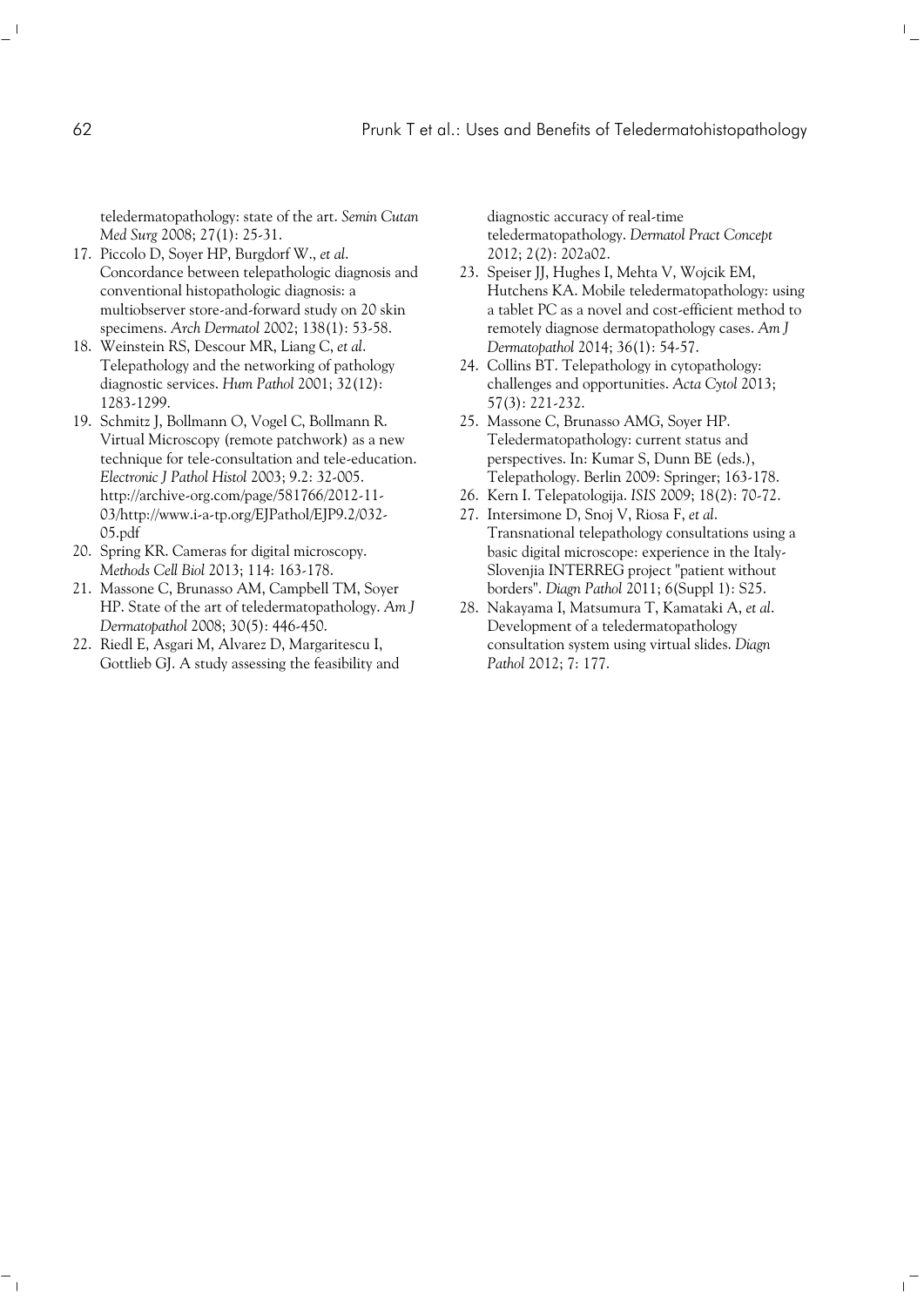teledermatopathology: state of the art. *Semin Cutan Med Surg* 2008; 27(1): 25-31.

17. Piccolo D, Soyer HP, Burgdorf W., *et al*. Concordance between telepathologic diagnosis and conventional histopathologic diagnosis: a multiobserver store-and-forward study on 20 skin specimens. *Arch Dermatol* 2002; 138(1): 53-58.
18. Weinstein RS, Descour MR, Liang C, *et al*. Telepathology and the networking of pathology diagnostic services. *Hum Pathol* 2001; 32(12): 1283-1299.
19. Schmitz J, Bollmann O, Vogel C, Bollmann R. Virtual Microscopy (remote patchwork) as a new technique for tele-consultation and tele-education. *Electronic J Pathol Histol* 2003; 9.2: 32-005. http://archive-org.com/page/581766/2012-11-03/http://www.i-a-tp.org/EJPathol/EJP9.2/032-05.pdf
20. Spring KR. Cameras for digital microscopy. *Methods Cell Biol* 2013; 114: 163-178.
21. Massone C, Brunasso AM, Campbell TM, Soyer HP. State of the art of teledermatopathology. *Am J Dermatopathol* 2008; 30(5): 446-450.
22. Riedl E, Asgari M, Alvarez D, Margaritescu I, Gottlieb GJ. A study assessing the feasibility and diagnostic accuracy of real-time teledermatopathology. *Dermatol Pract Concept* 2012; 2(2): 202a02.
23. Speiser JJ, Hughes I, Mehta V, Wojcik EM, Hutchens KA. Mobile teledermatopathology: using a tablet PC as a novel and cost-efficient method to remotely diagnose dermatopathology cases. *Am J Dermatopathol* 2014; 36(1): 54-57.
24. Collins BT. Telepathology in cytopathology: challenges and opportunities. *Acta Cytol* 2013; 57(3): 221-232.
25. Massone C, Brunasso AMG, Soyer HP. Teledermatopathology: current status and perspectives. In: Kumar S, Dunn BE (eds.), Telepathology. Berlin 2009: Springer; 163-178.
26. Kern I. Telepatologija. *ISIS* 2009; 18(2): 70-72.
27. Intersimone D, Snoj V, Riosa F, *et al*. Transnational telepathology consultations using a basic digital microscope: experience in the Italy-Slovenjia INTERREG project "patient without borders". *Diagn Pathol* 2011; 6(Suppl 1): S25.
28. Nakayama I, Matsumura T, Kamataki A, *et al*. Development of a teledermatopathology consultation system using virtual slides. *Diagn Pathol* 2012; 7: 177.